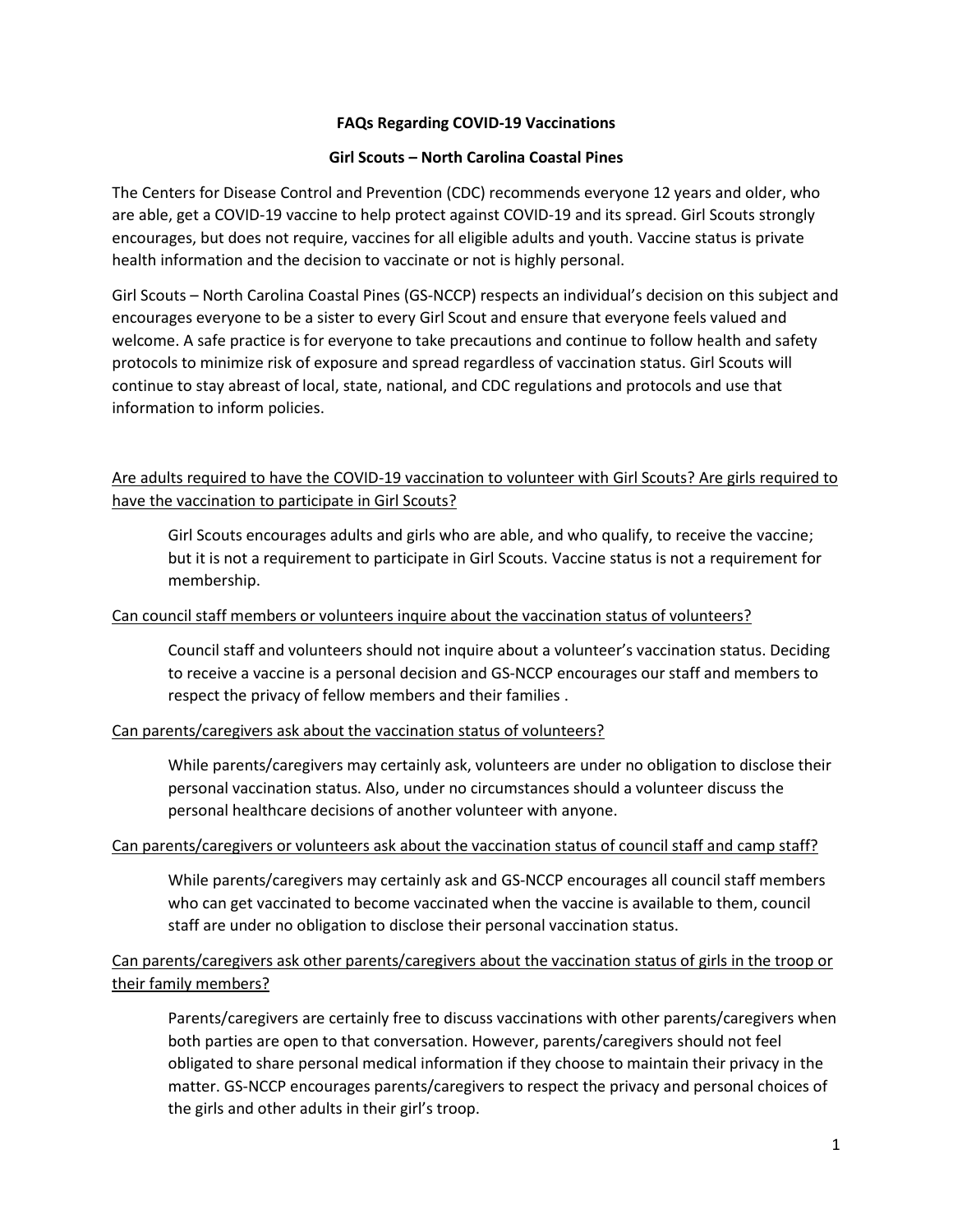**FAQs Regarding COVID-19 Vaccinations**

**Girl Scouts – North Carolina Coastal Pines**

The Centers for Disease Control and Prevention (CDC) recommends everyone 12 years and older, who are able, get a COVID-19 vaccine to help protect against COVID-19 and its spread. Girl Scouts strongly encourages, but does not require, vaccines for all eligible adults and youth. Vaccine status is private health information and the decision to vaccinate or not is highly personal.

Girl Scouts – North Carolina Coastal Pines (GS-NCCP) respects an individual's decision on this subject and encourages everyone to be a sister to every Girl Scout and ensure that everyone feels valued and welcome. A safe practice is for everyone to take precautions and continue to follow health and safety protocols to minimize risk of exposure and spread regardless of vaccination status. Girl Scouts will continue to stay abreast of local, state, national, and CDC regulations and protocols and use that information to inform policies.

<u>Are adults required to have the COVID-19 vaccination to volunteer with Girl Scouts? Are girls required to have the vaccination to participate in Girl Scouts?</u>

> Girl Scouts encourages adults and girls who are able, and who qualify, to receive the vaccine; but it is not a requirement to participate in Girl Scouts. Vaccine status is not a requirement for membership.

<u>Can council staff members or volunteers inquire about the vaccination status of volunteers?</u>

> Council staff and volunteers should not inquire about a volunteer's vaccination status. Deciding to receive a vaccine is a personal decision and GS-NCCP encourages our staff and members to respect the privacy of fellow members and their families .

<u>Can parents/caregivers ask about the vaccination status of volunteers?</u>

> While parents/caregivers may certainly ask, volunteers are under no obligation to disclose their personal vaccination status. Also, under no circumstances should a volunteer discuss the personal healthcare decisions of another volunteer with anyone.

<u>Can parents/caregivers or volunteers ask about the vaccination status of council staff and camp staff?</u>

> While parents/caregivers may certainly ask and GS-NCCP encourages all council staff members who can get vaccinated to become vaccinated when the vaccine is available to them, council staff are under no obligation to disclose their personal vaccination status.

<u>Can parents/caregivers ask other parents/caregivers about the vaccination status of girls in the troop or their family members?</u>

> Parents/caregivers are certainly free to discuss vaccinations with other parents/caregivers when both parties are open to that conversation. However, parents/caregivers should not feel obligated to share personal medical information if they choose to maintain their privacy in the matter. GS-NCCP encourages parents/caregivers to respect the privacy and personal choices of the girls and other adults in their girl's troop.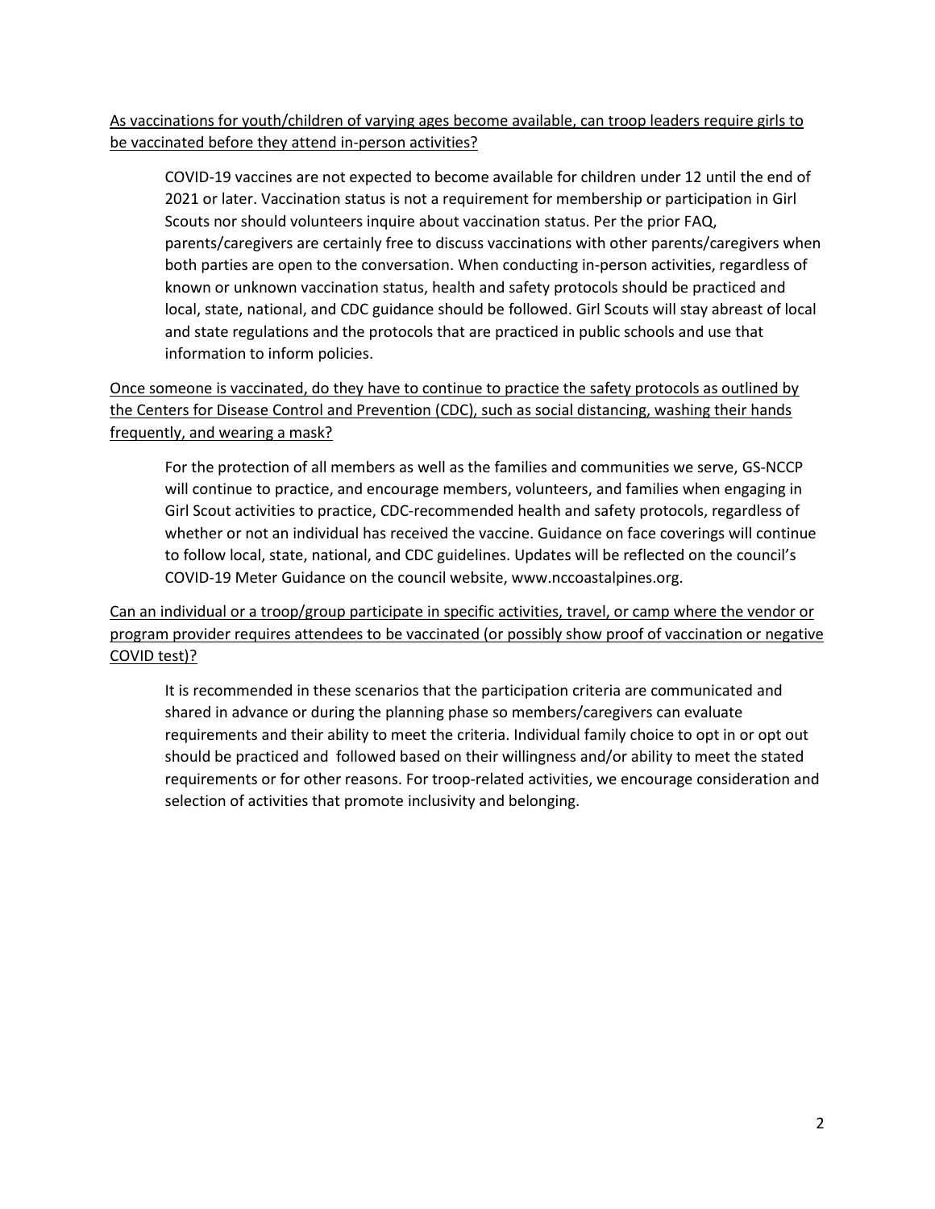As vaccinations for youth/children of varying ages become available, can troop leaders require girls to be vaccinated before they attend in-person activities?

COVID-19 vaccines are not expected to become available for children under 12 until the end of 2021 or later. Vaccination status is not a requirement for membership or participation in Girl Scouts nor should volunteers inquire about vaccination status. Per the prior FAQ, parents/caregivers are certainly free to discuss vaccinations with other parents/caregivers when both parties are open to the conversation. When conducting in-person activities, regardless of known or unknown vaccination status, health and safety protocols should be practiced and local, state, national, and CDC guidance should be followed. Girl Scouts will stay abreast of local and state regulations and the protocols that are practiced in public schools and use that information to inform policies.

Once someone is vaccinated, do they have to continue to practice the safety protocols as outlined by the Centers for Disease Control and Prevention (CDC), such as social distancing, washing their hands frequently, and wearing a mask?

For the protection of all members as well as the families and communities we serve, GS-NCCP will continue to practice, and encourage members, volunteers, and families when engaging in Girl Scout activities to practice, CDC-recommended health and safety protocols, regardless of whether or not an individual has received the vaccine. Guidance on face coverings will continue to follow local, state, national, and CDC guidelines. Updates will be reflected on the council's COVID-19 Meter Guidance on the council website, www.nccoastalpines.org.

Can an individual or a troop/group participate in specific activities, travel, or camp where the vendor or program provider requires attendees to be vaccinated (or possibly show proof of vaccination or negative COVID test)?

It is recommended in these scenarios that the participation criteria are communicated and shared in advance or during the planning phase so members/caregivers can evaluate requirements and their ability to meet the criteria. Individual family choice to opt in or opt out should be practiced and followed based on their willingness and/or ability to meet the stated requirements or for other reasons. For troop-related activities, we encourage consideration and selection of activities that promote inclusivity and belonging.